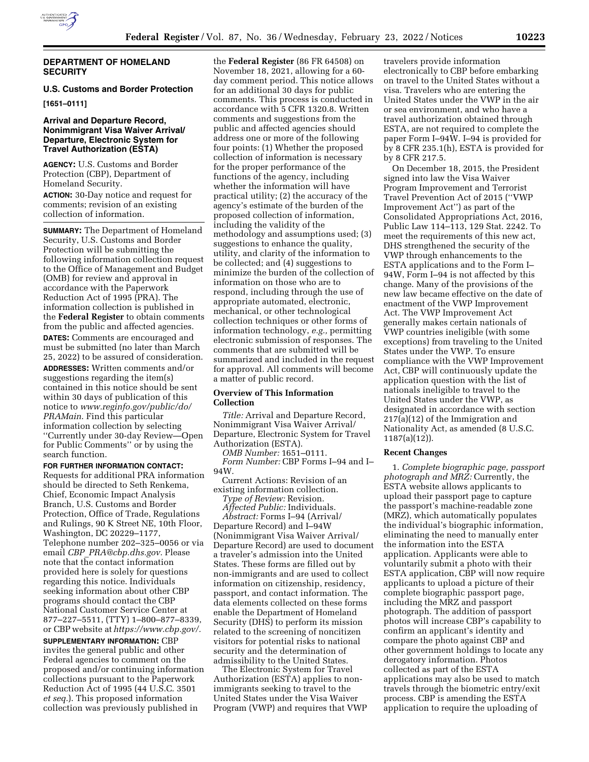## DEPARTMENT OF HOMELAND SECURITY

### U.S. Customs and Border Protection

**[1651–0111]**

### Arrival and Departure Record, Nonimmigrant Visa Waiver Arrival/Departure, Electronic System for Travel Authorization (ESTA)

**AGENCY:** U.S. Customs and Border Protection (CBP), Department of Homeland Security.

**ACTION:** 30-Day notice and request for comments; revision of an existing collection of information.

**SUMMARY:** The Department of Homeland Security, U.S. Customs and Border Protection will be submitting the following information collection request to the Office of Management and Budget (OMB) for review and approval in accordance with the Paperwork Reduction Act of 1995 (PRA). The information collection is published in the **Federal Register** to obtain comments from the public and affected agencies.

**DATES:** Comments are encouraged and must be submitted (no later than March 25, 2022) to be assured of consideration.

**ADDRESSES:** Written comments and/or suggestions regarding the item(s) contained in this notice should be sent within 30 days of publication of this notice to *www.reginfo.gov/public/do/PRAMain*. Find this particular information collection by selecting ''Currently under 30-day Review—Open for Public Comments'' or by using the search function.

**FOR FURTHER INFORMATION CONTACT:** Requests for additional PRA information should be directed to Seth Renkema, Chief, Economic Impact Analysis Branch, U.S. Customs and Border Protection, Office of Trade, Regulations and Rulings, 90 K Street NE, 10th Floor, Washington, DC 20229–1177, Telephone number 202–325–0056 or via email *CBP_PRA@cbp.dhs.gov*. Please note that the contact information provided here is solely for questions regarding this notice. Individuals seeking information about other CBP programs should contact the CBP National Customer Service Center at 877–227–5511, (TTY) 1–800–877–8339, or CBP website at *https://www.cbp.gov/*.

**SUPPLEMENTARY INFORMATION:** CBP invites the general public and other Federal agencies to comment on the proposed and/or continuing information collections pursuant to the Paperwork Reduction Act of 1995 (44 U.S.C. 3501 *et seq.*). This proposed information collection was previously published in the **Federal Register** (86 FR 64508) on November 18, 2021, allowing for a 60-day comment period. This notice allows for an additional 30 days for public comments. This process is conducted in accordance with 5 CFR 1320.8. Written comments and suggestions from the public and affected agencies should address one or more of the following four points: (1) Whether the proposed collection of information is necessary for the proper performance of the functions of the agency, including whether the information will have practical utility; (2) the accuracy of the agency's estimate of the burden of the proposed collection of information, including the validity of the methodology and assumptions used; (3) suggestions to enhance the quality, utility, and clarity of the information to be collected; and (4) suggestions to minimize the burden of the collection of information on those who are to respond, including through the use of appropriate automated, electronic, mechanical, or other technological collection techniques or other forms of information technology, *e.g.*, permitting electronic submission of responses. The comments that are submitted will be summarized and included in the request for approval. All comments will become a matter of public record.

### Overview of This Information Collection

*Title:* Arrival and Departure Record, Nonimmigrant Visa Waiver Arrival/Departure, Electronic System for Travel Authorization (ESTA).

*OMB Number:* 1651–0111.

*Form Number:* CBP Forms I–94 and I–94W.

Current Actions: Revision of an existing information collection.

*Type of Review:* Revision.

*Affected Public:* Individuals.

*Abstract:* Forms I–94 (Arrival/Departure Record) and I–94W (Nonimmigrant Visa Waiver Arrival/Departure Record) are used to document a traveler's admission into the United States. These forms are filled out by non-immigrants and are used to collect information on citizenship, residency, passport, and contact information. The data elements collected on these forms enable the Department of Homeland Security (DHS) to perform its mission related to the screening of noncitizen visitors for potential risks to national security and the determination of admissibility to the United States.

The Electronic System for Travel Authorization (ESTA) applies to non-immigrants seeking to travel to the United States under the Visa Waiver Program (VWP) and requires that VWP travelers provide information electronically to CBP before embarking on travel to the United States without a visa. Travelers who are entering the United States under the VWP in the air or sea environment, and who have a travel authorization obtained through ESTA, are not required to complete the paper Form I–94W. I–94 is provided for by 8 CFR 235.1(h), ESTA is provided for by 8 CFR 217.5.

On December 18, 2015, the President signed into law the Visa Waiver Program Improvement and Terrorist Travel Prevention Act of 2015 (''VWP Improvement Act'') as part of the Consolidated Appropriations Act, 2016, Public Law 114–113, 129 Stat. 2242. To meet the requirements of this new act, DHS strengthened the security of the VWP through enhancements to the ESTA applications and to the Form I–94W, Form I–94 is not affected by this change. Many of the provisions of the new law became effective on the date of enactment of the VWP Improvement Act. The VWP Improvement Act generally makes certain nationals of VWP countries ineligible (with some exceptions) from traveling to the United States under the VWP. To ensure compliance with the VWP Improvement Act, CBP will continuously update the application question with the list of nationals ineligible to travel to the United States under the VWP, as designated in accordance with section 217(a)(12) of the Immigration and Nationality Act, as amended (8 U.S.C. 1187(a)(12)).

### Recent Changes

1. *Complete biographic page, passport photograph and MRZ:* Currently, the ESTA website allows applicants to upload their passport page to capture the passport's machine-readable zone (MRZ), which automatically populates the individual's biographic information, eliminating the need to manually enter the information into the ESTA application. Applicants were able to voluntarily submit a photo with their ESTA application, CBP will now require applicants to upload a picture of their complete biographic passport page, including the MRZ and passport photograph. The addition of passport photos will increase CBP's capability to confirm an applicant's identity and compare the photo against CBP and other government holdings to locate any derogatory information. Photos collected as part of the ESTA applications may also be used to match travels through the biometric entry/exit process. CBP is amending the ESTA application to require the uploading of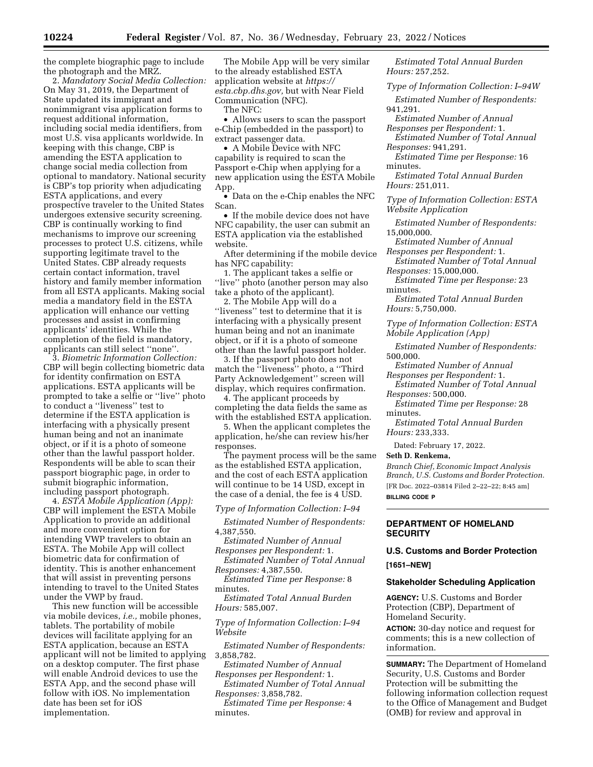the complete biographic page to include the photograph and the MRZ.

2. *Mandatory Social Media Collection:* On May 31, 2019, the Department of State updated its immigrant and nonimmigrant visa application forms to request additional information, including social media identifiers, from most U.S. visa applicants worldwide. In keeping with this change, CBP is amending the ESTA application to change social media collection from optional to mandatory. National security is CBP's top priority when adjudicating ESTA applications, and every prospective traveler to the United States undergoes extensive security screening. CBP is continually working to find mechanisms to improve our screening processes to protect U.S. citizens, while supporting legitimate travel to the United States. CBP already requests certain contact information, travel history and family member information from all ESTA applicants. Making social media a mandatory field in the ESTA application will enhance our vetting processes and assist in confirming applicants' identities. While the completion of the field is mandatory, applicants can still select ''none''.

3. *Biometric Information Collection:* CBP will begin collecting biometric data for identity confirmation on ESTA applications. ESTA applicants will be prompted to take a selfie or ''live'' photo to conduct a ''liveness'' test to determine if the ESTA application is interfacing with a physically present human being and not an inanimate object, or if it is a photo of someone other than the lawful passport holder. Respondents will be able to scan their passport biographic page, in order to submit biographic information, including passport photograph.

4. *ESTA Mobile Application (App):* CBP will implement the ESTA Mobile Application to provide an additional and more convenient option for intending VWP travelers to obtain an ESTA. The Mobile App will collect biometric data for confirmation of identity. This is another enhancement that will assist in preventing persons intending to travel to the United States under the VWP by fraud.

This new function will be accessible via mobile devices, *i.e.,* mobile phones, tablets. The portability of mobile devices will facilitate applying for an ESTA application, because an ESTA applicant will not be limited to applying on a desktop computer. The first phase will enable Android devices to use the ESTA App, and the second phase will follow with iOS. No implementation date has been set for iOS implementation.

The Mobile App will be very similar to the already established ESTA application website at *https://esta.cbp.dhs.gov,* but with Near Field Communication (NFC).

The NFC:

- Allows users to scan the passport e-Chip (embedded in the passport) to extract passenger data.
- A Mobile Device with NFC capability is required to scan the Passport e-Chip when applying for a new application using the ESTA Mobile App.
- Data on the e-Chip enables the NFC Scan.
- If the mobile device does not have NFC capability, the user can submit an ESTA application via the established website.

After determining if the mobile device has NFC capability:

1. The applicant takes a selfie or ''live'' photo (another person may also take a photo of the applicant).
2. The Mobile App will do a ''liveness'' test to determine that it is interfacing with a physically present human being and not an inanimate object, or if it is a photo of someone other than the lawful passport holder.
3. If the passport photo does not match the ''liveness'' photo, a ''Third Party Acknowledgement'' screen will display, which requires confirmation.
4. The applicant proceeds by completing the data fields the same as with the established ESTA application.
5. When the applicant completes the application, he/she can review his/her responses.

The payment process will be the same as the established ESTA application, and the cost of each ESTA application will continue to be 14 USD, except in the case of a denial, the fee is 4 USD.

*Type of Information Collection: I–94*

*Estimated Number of Respondents:* 4,387,550.

*Estimated Number of Annual Responses per Respondent:* 1.

*Estimated Number of Total Annual Responses:* 4,387,550.

*Estimated Time per Response:* 8 minutes.

*Estimated Total Annual Burden Hours:* 585,007.

*Type of Information Collection: I–94 Website*

*Estimated Number of Respondents:* 3,858,782.

*Estimated Number of Annual Responses per Respondent:* 1.

*Estimated Number of Total Annual Responses:* 3,858,782.

*Estimated Time per Response:* 4 minutes.

*Estimated Total Annual Burden Hours:* 257,252.

*Type of Information Collection: I–94W*

*Estimated Number of Respondents:* 941,291.

*Estimated Number of Annual Responses per Respondent:* 1.

*Estimated Number of Total Annual Responses:* 941,291.

*Estimated Time per Response:* 16 minutes.

*Estimated Total Annual Burden Hours:* 251,011.

*Type of Information Collection: ESTA Website Application*

*Estimated Number of Respondents:* 15,000,000.

*Estimated Number of Annual Responses per Respondent:* 1.

*Estimated Number of Total Annual Responses:* 15,000,000.

*Estimated Time per Response:* 23 minutes.

*Estimated Total Annual Burden Hours:* 5,750,000.

*Type of Information Collection: ESTA Mobile Application (App)*

*Estimated Number of Respondents:* 500,000.

*Estimated Number of Annual Responses per Respondent:* 1.

*Estimated Number of Total Annual Responses:* 500,000.

*Estimated Time per Response:* 28 minutes.

*Estimated Total Annual Burden Hours:* 233,333.

Dated: February 17, 2022.

**Seth D. Renkema,**

*Branch Chief, Economic Impact Analysis Branch, U.S. Customs and Border Protection.*

[FR Doc. 2022–03814 Filed 2–22–22; 8:45 am]

**BILLING CODE P**

---

## DEPARTMENT OF HOMELAND SECURITY

### U.S. Customs and Border Protection

**[1651–NEW]**

### Stakeholder Scheduling Application

**AGENCY:** U.S. Customs and Border Protection (CBP), Department of Homeland Security.

**ACTION:** 30-day notice and request for comments; this is a new collection of information.

**SUMMARY:** The Department of Homeland Security, U.S. Customs and Border Protection will be submitting the following information collection request to the Office of Management and Budget (OMB) for review and approval in